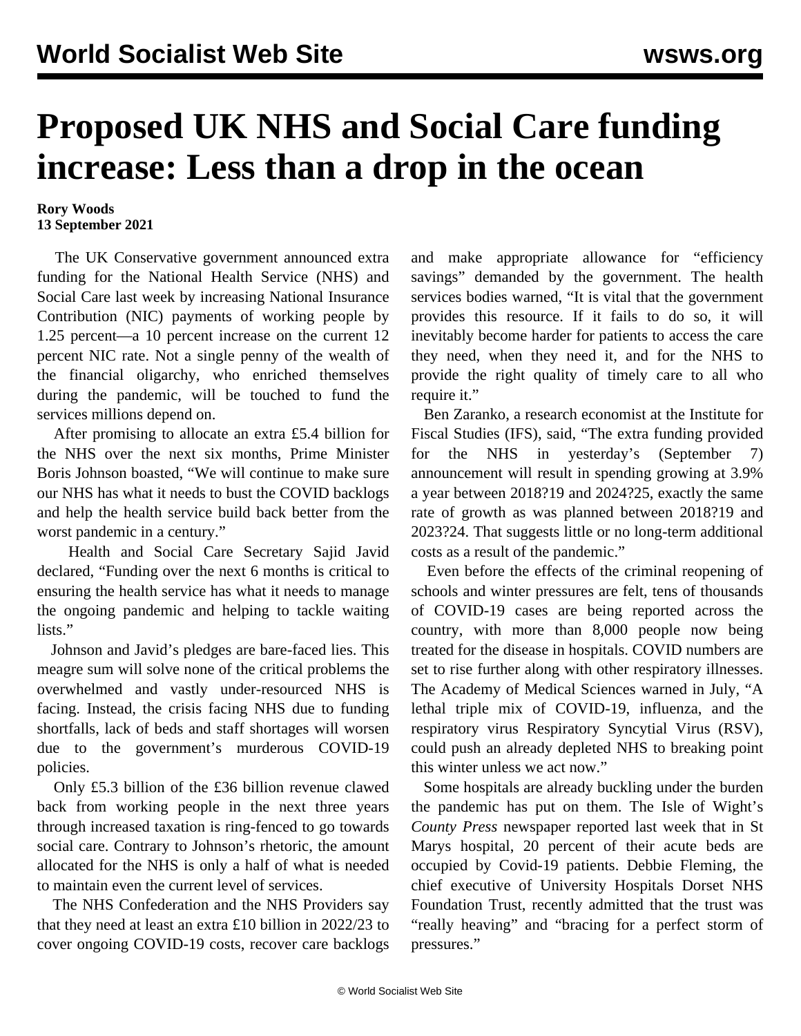# Proposed UK NHS and Social Care funding increase: Less than a drop in the ocean

**Rory Woods**
**13 September 2021**

The UK Conservative government announced extra funding for the National Health Service (NHS) and Social Care last week by increasing National Insurance Contribution (NIC) payments of working people by 1.25 percent—a 10 percent increase on the current 12 percent NIC rate. Not a single penny of the wealth of the financial oligarchy, who enriched themselves during the pandemic, will be touched to fund the services millions depend on.

After promising to allocate an extra £5.4 billion for the NHS over the next six months, Prime Minister Boris Johnson boasted, "We will continue to make sure our NHS has what it needs to bust the COVID backlogs and help the health service build back better from the worst pandemic in a century."

Health and Social Care Secretary Sajid Javid declared, "Funding over the next 6 months is critical to ensuring the health service has what it needs to manage the ongoing pandemic and helping to tackle waiting lists."

Johnson and Javid's pledges are bare-faced lies. This meagre sum will solve none of the critical problems the overwhelmed and vastly under-resourced NHS is facing. Instead, the crisis facing NHS due to funding shortfalls, lack of beds and staff shortages will worsen due to the government's murderous COVID-19 policies.

Only £5.3 billion of the £36 billion revenue clawed back from working people in the next three years through increased taxation is ring-fenced to go towards social care. Contrary to Johnson's rhetoric, the amount allocated for the NHS is only a half of what is needed to maintain even the current level of services.

The NHS Confederation and the NHS Providers say that they need at least an extra £10 billion in 2022/23 to cover ongoing COVID-19 costs, recover care backlogs and make appropriate allowance for "efficiency savings" demanded by the government. The health services bodies warned, "It is vital that the government provides this resource. If it fails to do so, it will inevitably become harder for patients to access the care they need, when they need it, and for the NHS to provide the right quality of timely care to all who require it."

Ben Zaranko, a research economist at the Institute for Fiscal Studies (IFS), said, "The extra funding provided for the NHS in yesterday's (September 7) announcement will result in spending growing at 3.9% a year between 2018?19 and 2024?25, exactly the same rate of growth as was planned between 2018?19 and 2023?24. That suggests little or no long-term additional costs as a result of the pandemic."

Even before the effects of the criminal reopening of schools and winter pressures are felt, tens of thousands of COVID-19 cases are being reported across the country, with more than 8,000 people now being treated for the disease in hospitals. COVID numbers are set to rise further along with other respiratory illnesses. The Academy of Medical Sciences warned in July, "A lethal triple mix of COVID-19, influenza, and the respiratory virus Respiratory Syncytial Virus (RSV), could push an already depleted NHS to breaking point this winter unless we act now."

Some hospitals are already buckling under the burden the pandemic has put on them. The Isle of Wight's *County Press* newspaper reported last week that in St Marys hospital, 20 percent of their acute beds are occupied by Covid-19 patients. Debbie Fleming, the chief executive of University Hospitals Dorset NHS Foundation Trust, recently admitted that the trust was "really heaving" and "bracing for a perfect storm of pressures."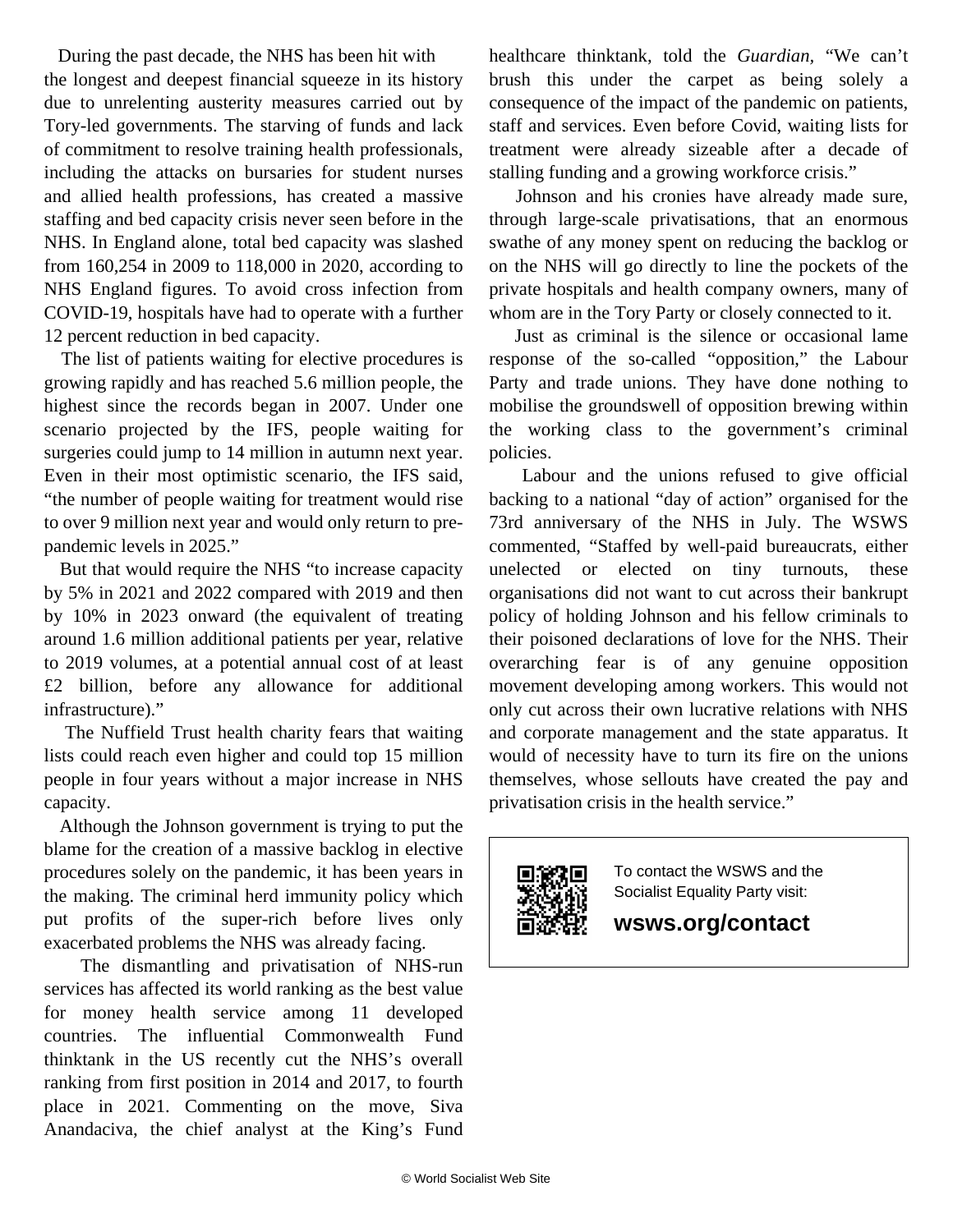During the past decade, the NHS has been hit with the longest and deepest financial squeeze in its history due to unrelenting austerity measures carried out by Tory-led governments. The starving of funds and lack of commitment to resolve training health professionals, including the attacks on bursaries for student nurses and allied health professions, has created a massive staffing and bed capacity crisis never seen before in the NHS. In England alone, total bed capacity was slashed from 160,254 in 2009 to 118,000 in 2020, according to NHS England figures. To avoid cross infection from COVID-19, hospitals have had to operate with a further 12 percent reduction in bed capacity.

The list of patients waiting for elective procedures is growing rapidly and has reached 5.6 million people, the highest since the records began in 2007. Under one scenario projected by the IFS, people waiting for surgeries could jump to 14 million in autumn next year. Even in their most optimistic scenario, the IFS said, "the number of people waiting for treatment would rise to over 9 million next year and would only return to pre-pandemic levels in 2025."

But that would require the NHS "to increase capacity by 5% in 2021 and 2022 compared with 2019 and then by 10% in 2023 onward (the equivalent of treating around 1.6 million additional patients per year, relative to 2019 volumes, at a potential annual cost of at least £2 billion, before any allowance for additional infrastructure)."

The Nuffield Trust health charity fears that waiting lists could reach even higher and could top 15 million people in four years without a major increase in NHS capacity.

Although the Johnson government is trying to put the blame for the creation of a massive backlog in elective procedures solely on the pandemic, it has been years in the making. The criminal herd immunity policy which put profits of the super-rich before lives only exacerbated problems the NHS was already facing.

The dismantling and privatisation of NHS-run services has affected its world ranking as the best value for money health service among 11 developed countries. The influential Commonwealth Fund thinktank in the US recently cut the NHS's overall ranking from first position in 2014 and 2017, to fourth place in 2021. Commenting on the move, Siva Anandaciva, the chief analyst at the King's Fund healthcare thinktank, told the *Guardian,* "We can't brush this under the carpet as being solely a consequence of the impact of the pandemic on patients, staff and services. Even before Covid, waiting lists for treatment were already sizeable after a decade of stalling funding and a growing workforce crisis."

Johnson and his cronies have already made sure, through large-scale privatisations, that an enormous swathe of any money spent on reducing the backlog or on the NHS will go directly to line the pockets of the private hospitals and health company owners, many of whom are in the Tory Party or closely connected to it.

Just as criminal is the silence or occasional lame response of the so-called "opposition," the Labour Party and trade unions. They have done nothing to mobilise the groundswell of opposition brewing within the working class to the government's criminal policies.

Labour and the unions refused to give official backing to a national "day of action" organised for the 73rd anniversary of the NHS in July. The WSWS commented, "Staffed by well-paid bureaucrats, either unelected or elected on tiny turnouts, these organisations did not want to cut across their bankrupt policy of holding Johnson and his fellow criminals to their poisoned declarations of love for the NHS. Their overarching fear is of any genuine opposition movement developing among workers. This would not only cut across their own lucrative relations with NHS and corporate management and the state apparatus. It would of necessity have to turn its fire on the unions themselves, whose sellouts have created the pay and privatisation crisis in the health service."

To contact the WSWS and the Socialist Equality Party visit:

**wsws.org/contact**